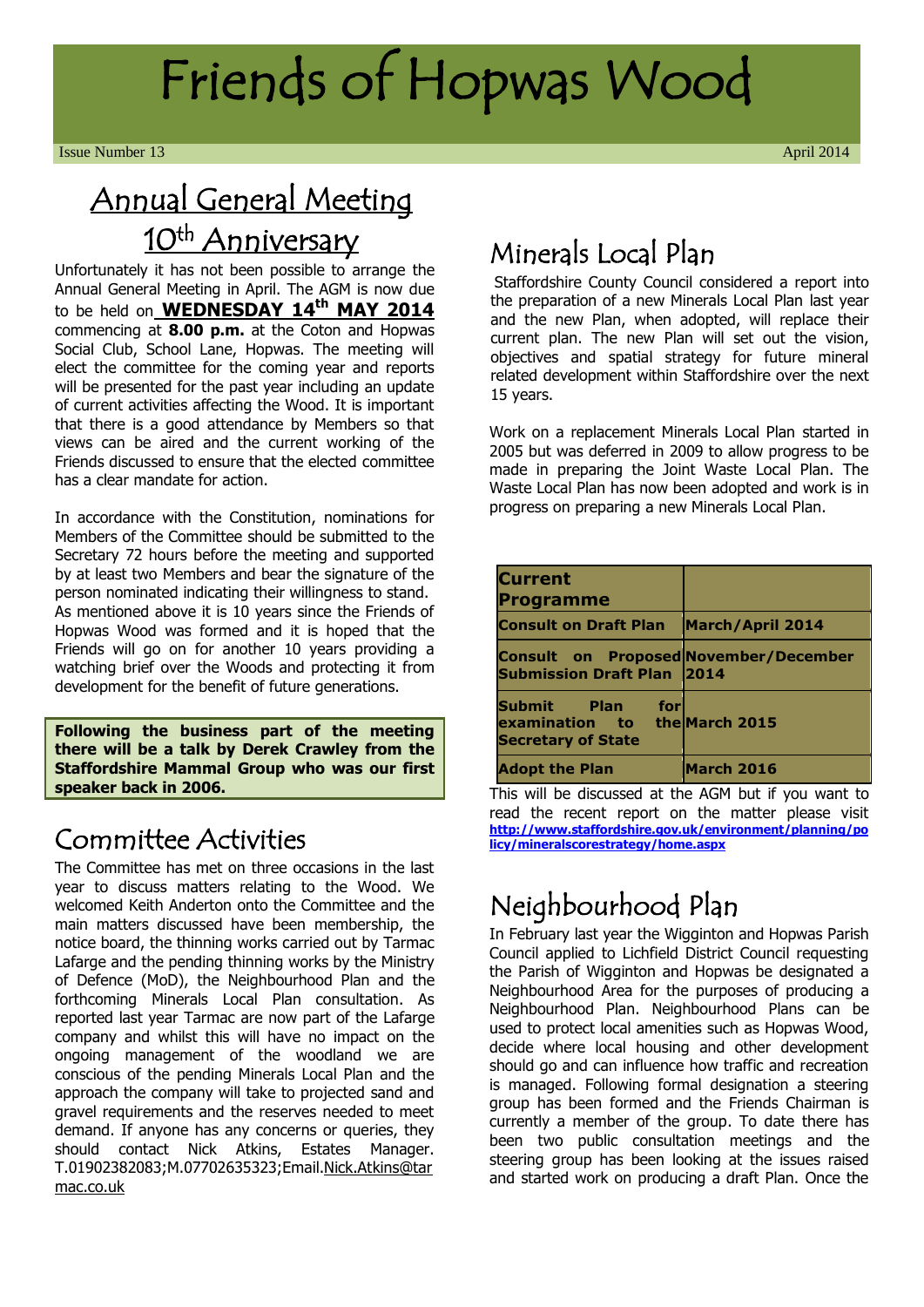# Friends of Hopwas Wood

Issue Number 13 April 2014

## Annual General Meeting
## 10th Anniversary

Unfortunately it has not been possible to arrange the Annual General Meeting in April. The AGM is now due to be held on **WEDNESDAY 14th MAY 2014** commencing at **8.00 p.m.** at the Coton and Hopwas Social Club, School Lane, Hopwas. The meeting will elect the committee for the coming year and reports will be presented for the past year including an update of current activities affecting the Wood. It is important that there is a good attendance by Members so that views can be aired and the current working of the Friends discussed to ensure that the elected committee has a clear mandate for action.

In accordance with the Constitution, nominations for Members of the Committee should be submitted to the Secretary 72 hours before the meeting and supported by at least two Members and bear the signature of the person nominated indicating their willingness to stand. As mentioned above it is 10 years since the Friends of Hopwas Wood was formed and it is hoped that the Friends will go on for another 10 years providing a watching brief over the Woods and protecting it from development for the benefit of future generations.

**Following the business part of the meeting there will be a talk by Derek Crawley from the Staffordshire Mammal Group who was our first speaker back in 2006.**

## Committee Activities

The Committee has met on three occasions in the last year to discuss matters relating to the Wood. We welcomed Keith Anderton onto the Committee and the main matters discussed have been membership, the notice board, the thinning works carried out by Tarmac Lafarge and the pending thinning works by the Ministry of Defence (MoD), the Neighbourhood Plan and the forthcoming Minerals Local Plan consultation. As reported last year Tarmac are now part of the Lafarge company and whilst this will have no impact on the ongoing management of the woodland we are conscious of the pending Minerals Local Plan and the approach the company will take to projected sand and gravel requirements and the reserves needed to meet demand. If anyone has any concerns or queries, they should contact Nick Atkins, Estates Manager. T.01902382083;M.07702635323;Email.Nick.Atkins@tarmac.co.uk

## Minerals Local Plan

Staffordshire County Council considered a report into the preparation of a new Minerals Local Plan last year and the new Plan, when adopted, will replace their current plan. The new Plan will set out the vision, objectives and spatial strategy for future mineral related development within Staffordshire over the next 15 years.

Work on a replacement Minerals Local Plan started in 2005 but was deferred in 2009 to allow progress to be made in preparing the Joint Waste Local Plan. The Waste Local Plan has now been adopted and work is in progress on preparing a new Minerals Local Plan.

| **Current Programme** | |
|---|---|
| **Consult on Draft Plan** | **March/April 2014** |
| **Consult on Proposed Submission Draft Plan** | **November/December 2014** |
| **Submit Plan for examination to the Secretary of State** | **March 2015** |
| **Adopt the Plan** | **March 2016** |

This will be discussed at the AGM but if you want to read the recent report on the matter please visit **http://www.staffordshire.gov.uk/environment/planning/policy/mineralscorestrategy/home.aspx**

## Neighbourhood Plan

In February last year the Wigginton and Hopwas Parish Council applied to Lichfield District Council requesting the Parish of Wigginton and Hopwas be designated a Neighbourhood Area for the purposes of producing a Neighbourhood Plan. Neighbourhood Plans can be used to protect local amenities such as Hopwas Wood, decide where local housing and other development should go and can influence how traffic and recreation is managed. Following formal designation a steering group has been formed and the Friends Chairman is currently a member of the group. To date there has been two public consultation meetings and the steering group has been looking at the issues raised and started work on producing a draft Plan. Once the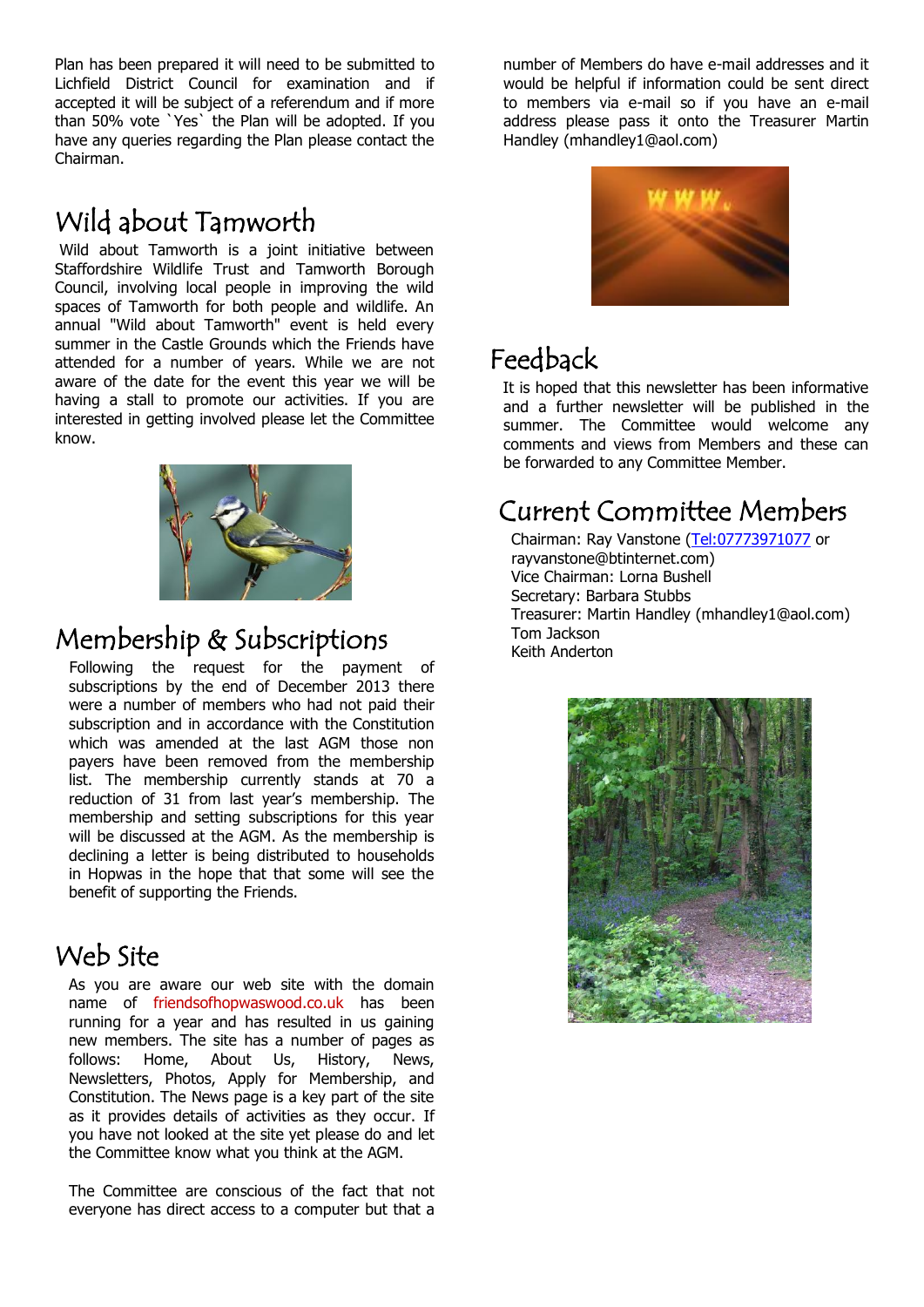Plan has been prepared it will need to be submitted to Lichfield District Council for examination and if accepted it will be subject of a referendum and if more than 50% vote `Yes` the Plan will be adopted. If you have any queries regarding the Plan please contact the Chairman.

## Wild about Tamworth

Wild about Tamworth is a joint initiative between Staffordshire Wildlife Trust and Tamworth Borough Council, involving local people in improving the wild spaces of Tamworth for both people and wildlife. An annual "Wild about Tamworth" event is held every summer in the Castle Grounds which the Friends have attended for a number of years. While we are not aware of the date for the event this year we will be having a stall to promote our activities. If you are interested in getting involved please let the Committee know.

## Membership & Subscriptions

Following the request for the payment of subscriptions by the end of December 2013 there were a number of members who had not paid their subscription and in accordance with the Constitution which was amended at the last AGM those non payers have been removed from the membership list. The membership currently stands at 70 a reduction of 31 from last year's membership. The membership and setting subscriptions for this year will be discussed at the AGM. As the membership is declining a letter is being distributed to households in Hopwas in the hope that that some will see the benefit of supporting the Friends.

## Web Site

As you are aware our web site with the domain name of friendsofhopwaswood.co.uk has been running for a year and has resulted in us gaining new members. The site has a number of pages as follows: Home, About Us, History, News, Newsletters, Photos, Apply for Membership, and Constitution. The News page is a key part of the site as it provides details of activities as they occur. If you have not looked at the site yet please do and let the Committee know what you think at the AGM.

The Committee are conscious of the fact that not everyone has direct access to a computer but that a number of Members do have e-mail addresses and it would be helpful if information could be sent direct to members via e-mail so if you have an e-mail address please pass it onto the Treasurer Martin Handley (mhandley1@aol.com)

## Feedback

It is hoped that this newsletter has been informative and a further newsletter will be published in the summer. The Committee would welcome any comments and views from Members and these can be forwarded to any Committee Member.

## Current Committee Members

Chairman: Ray Vanstone (Tel:07773971077 or rayvanstone@btinternet.com)
Vice Chairman: Lorna Bushell
Secretary: Barbara Stubbs
Treasurer: Martin Handley (mhandley1@aol.com)
Tom Jackson
Keith Anderton